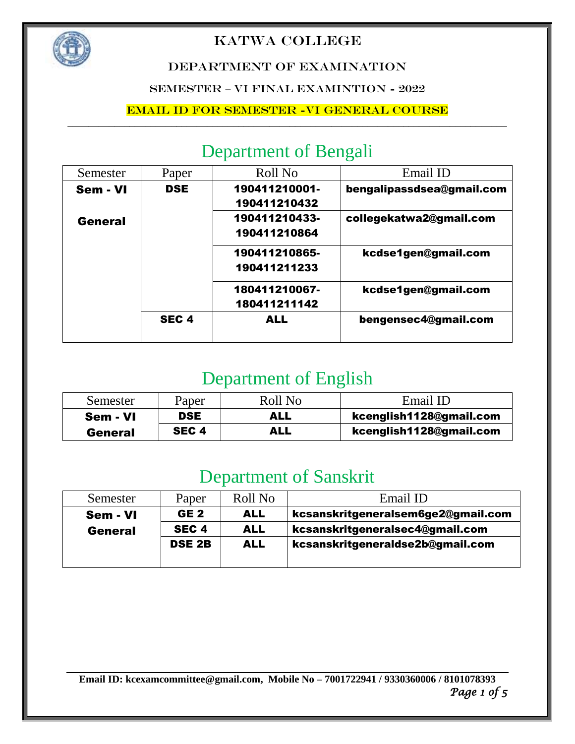# KATWA COLLEGE

## DEPARTMENT OF EXAMINATION

### SEMESTER – VI FINAL EXAMINTION - 2022

### EMAIL ID FOR SEMESTER -VI GENERAL COURSE

## Department of Bengali

| Semester | Paper | Roll No | Email ID |
|---|---|---|---|
| **Sem - VI General** | **DSE** | **190411210001-190411210432** | **bengalipassdsea@gmail.com** |
| | | **190411210433-190411210864** | **collegekatwa2@gmail.com** |
| | | **190411210865-190411211233** | **kcdse1gen@gmail.com** |
| | | **180411210067-180411211142** | **kcdse1gen@gmail.com** |
| | **SEC 4** | **ALL** | **bengensec4@gmail.com** |

## Department of English

| Semester | Paper | Roll No | Email ID |
|---|---|---|---|
| **Sem - VI General** | **DSE** | **ALL** | **kcenglish1128@gmail.com** |
| | **SEC 4** | **ALL** | **kcenglish1128@gmail.com** |

## Department of Sanskrit

| Semester | Paper | Roll No | Email ID |
|---|---|---|---|
| **Sem - VI General** | **GE 2** | **ALL** | **kcsanskritgeneralsem6ge2@gmail.com** |
| | **SEC 4** | **ALL** | **kcsanskritgeneralsec4@gmail.com** |
| | **DSE 2B** | **ALL** | **kcsanskritgeneraldse2b@gmail.com** |

**Email ID: kcexamcommittee@gmail.com, Mobile No – 7001722941 / 9330360006 / 8101078393**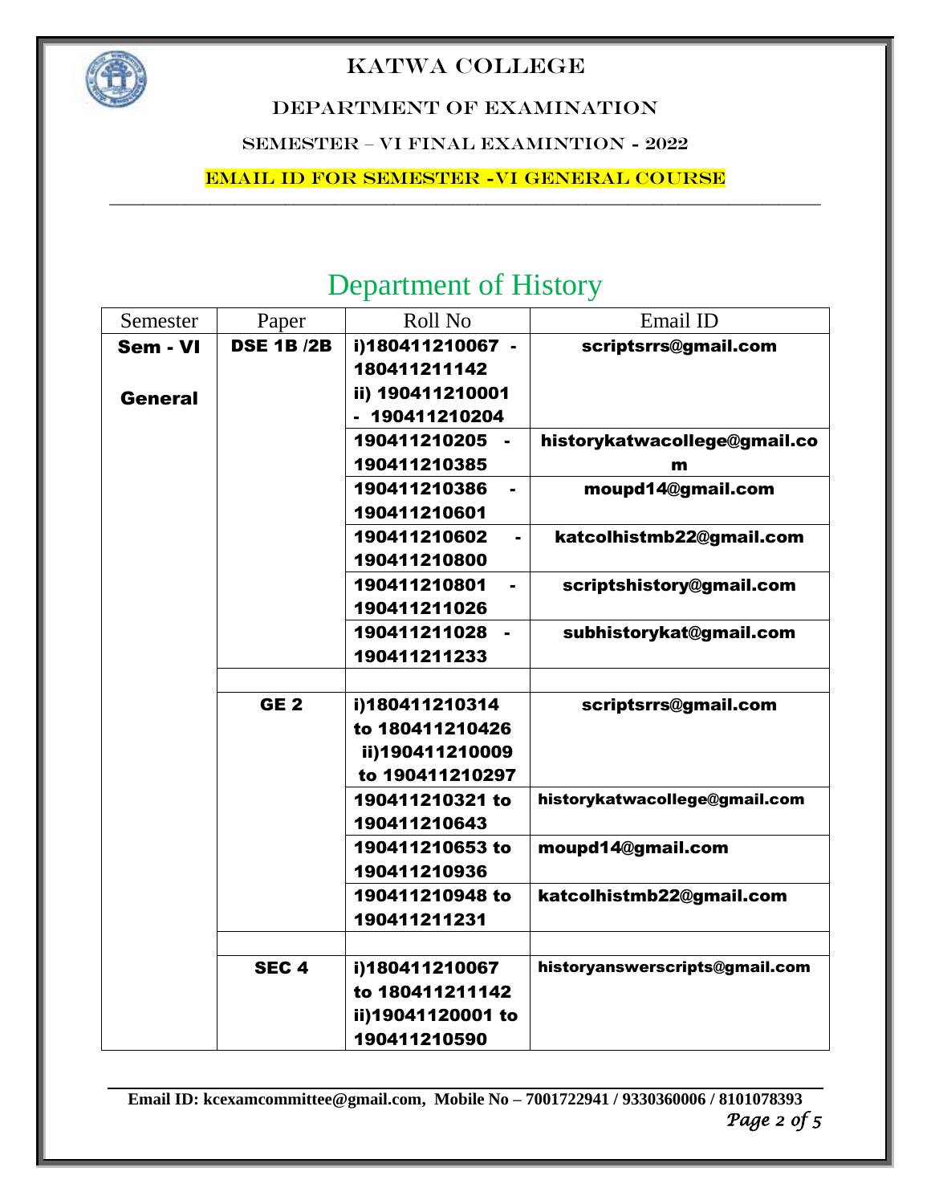# KATWA COLLEGE

## DEPARTMENT OF EXAMINATION

### SEMESTER – VI FINAL EXAMINTION - 2022

### EMAIL ID FOR SEMESTER -VI GENERAL COURSE

## Department of History

| Semester | Paper | Roll No | Email ID |
|---|---|---|---|
| **Sem - VI General** | **DSE 1B /2B** | **i)180411210067 - 180411211142 ii) 190411210001 - 190411210204** | **scriptsrrs@gmail.com** |
| | | **190411210205 - 190411210385** | **historykatwacollege@gmail.com** |
| | | **190411210386 - 190411210601** | **moupd14@gmail.com** |
| | | **190411210602 - 190411210800** | **katcolhistmb22@gmail.com** |
| | | **190411210801 - 190411211026** | **scriptshistory@gmail.com** |
| | | **190411211028 - 190411211233** | **subhistorykat@gmail.com** |
| | | | |
| | **GE 2** | **i)180411210314 to 180411210426 ii)190411210009 to 190411210297** | **scriptsrrs@gmail.com** |
| | | **190411210321 to 190411210643** | **historykatwacollege@gmail.com** |
| | | **190411210653 to 190411210936** | **moupd14@gmail.com** |
| | | **190411210948 to 190411211231** | **katcolhistmb22@gmail.com** |
| | | | |
| | **SEC 4** | **i)180411210067 to 180411211142 ii)19041120001 to 190411210590** | **historyanswerscripts@gmail.com** |

**Email ID: kcexamcommittee@gmail.com, Mobile No – 7001722941 / 9330360006 / 8101078393**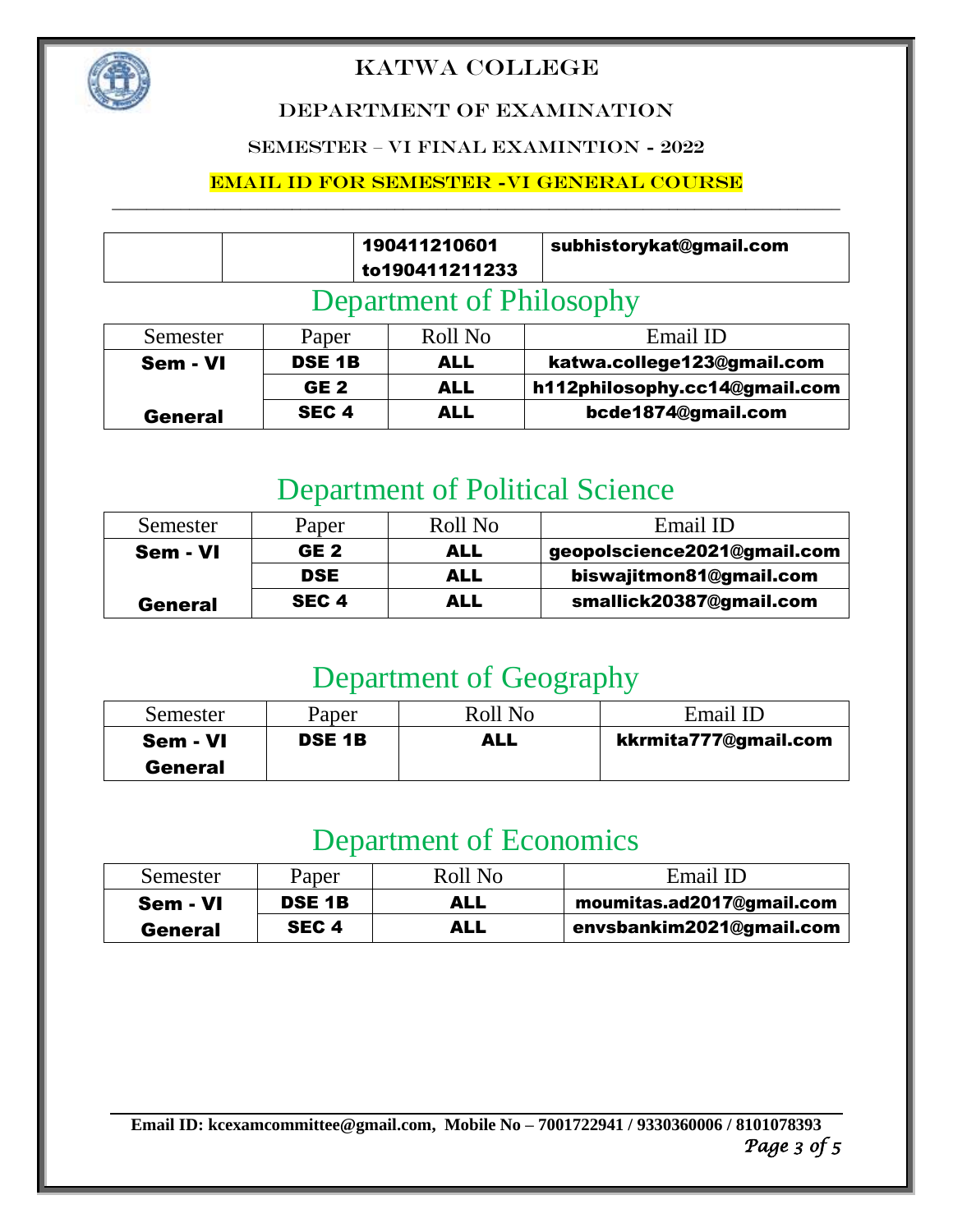# KATWA COLLEGE

## DEPARTMENT OF EXAMINATION

### SEMESTER – VI FINAL EXAMINTION - 2022

### EMAIL ID FOR SEMESTER -VI GENERAL COURSE

|  |  |  |  |
|---|---|---|---|
|  |  | 190411210601 to190411211233 | subhistorykat@gmail.com |

## Department of Philosophy

| Semester | Paper | Roll No | Email ID |
|---|---|---|---|
| **Sem - VI** | **DSE 1B** | **ALL** | **katwa.college123@gmail.com** |
|  | **GE 2** | **ALL** | **h112philosophy.cc14@gmail.com** |
| **General** | **SEC 4** | **ALL** | **bcde1874@gmail.com** |

## Department of Political Science

| Semester | Paper | Roll No | Email ID |
|---|---|---|---|
| **Sem - VI** | **GE 2** | **ALL** | **geopolscience2021@gmail.com** |
|  | **DSE** | **ALL** | **biswajitmon81@gmail.com** |
| **General** | **SEC 4** | **ALL** | **smallick20387@gmail.com** |

## Department of Geography

| Semester | Paper | Roll No | Email ID |
|---|---|---|---|
| **Sem - VI General** | **DSE 1B** | **ALL** | **kkrmita777@gmail.com** |

## Department of Economics

| Semester | Paper | Roll No | Email ID |
|---|---|---|---|
| **Sem - VI** | **DSE 1B** | **ALL** | **moumitas.ad2017@gmail.com** |
| **General** | **SEC 4** | **ALL** | **envsbankim2021@gmail.com** |

**Email ID: kcexamcommittee@gmail.com, Mobile No – 7001722941 / 9330360006 / 8101078393**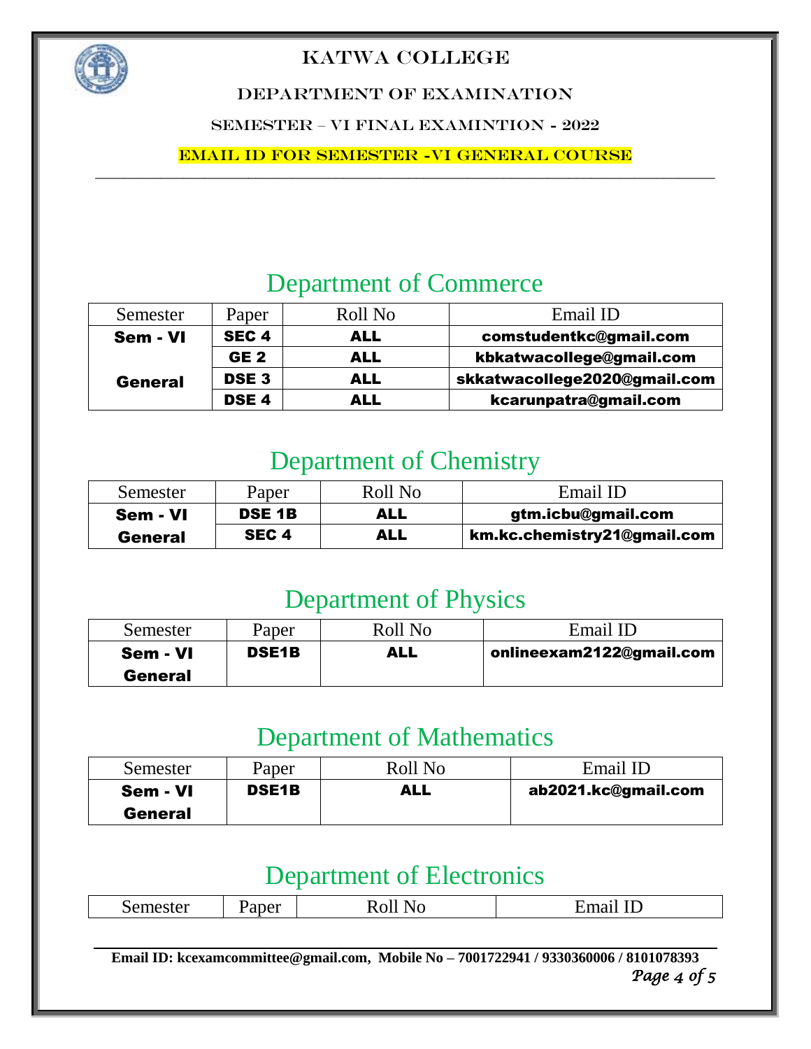# KATWA COLLEGE

## DEPARTMENT OF EXAMINATION

### SEMESTER – VI FINAL EXAMINTION - 2022

### EMAIL ID FOR SEMESTER -VI GENERAL COURSE

## Department of Commerce

| Semester | Paper | Roll No | Email ID |
|---|---|---|---|
| **Sem - VI General** | **SEC 4** | **ALL** | **comstudentkc@gmail.com** |
| | **GE 2** | **ALL** | **kbkatwacollege@gmail.com** |
| | **DSE 3** | **ALL** | **skkatwacollege2020@gmail.com** |
| | **DSE 4** | **ALL** | **kcarunpatra@gmail.com** |

## Department of Chemistry

| Semester | Paper | Roll No | Email ID |
|---|---|---|---|
| **Sem - VI General** | **DSE 1B** | **ALL** | **gtm.icbu@gmail.com** |
| | **SEC 4** | **ALL** | **km.kc.chemistry21@gmail.com** |

## Department of Physics

| Semester | Paper | Roll No | Email ID |
|---|---|---|---|
| **Sem - VI General** | **DSE1B** | **ALL** | **onlineexam2122@gmail.com** |

## Department of Mathematics

| Semester | Paper | Roll No | Email ID |
|---|---|---|---|
| **Sem - VI General** | **DSE1B** | **ALL** | **ab2021.kc@gmail.com** |

## Department of Electronics

| Semester | Paper | Roll No | Email ID |
|---|---|---|---|

**Email ID: kcexamcommittee@gmail.com, Mobile No – 7001722941 / 9330360006 / 8101078393**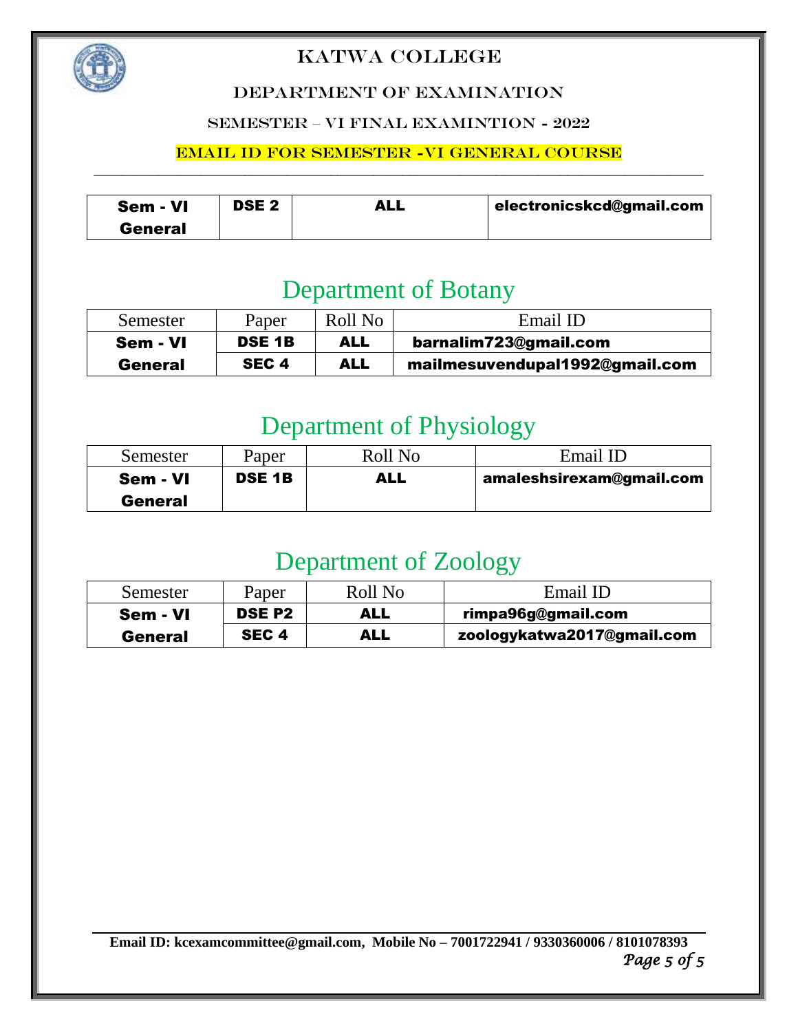# KATWA COLLEGE

## DEPARTMENT OF EXAMINATION

### SEMESTER – VI FINAL EXAMINTION - 2022

### EMAIL ID FOR SEMESTER -VI GENERAL COURSE

| | | | |
|---|---|---|---|
| **Sem - VI General** | **DSE 2** | **ALL** | **electronicskcd@gmail.com** |

## Department of Botany

| Semester | Paper | Roll No | Email ID |
|---|---|---|---|
| **Sem - VI General** | **DSE 1B** | **ALL** | **barnalim723@gmail.com** |
| | **SEC 4** | **ALL** | **mailmesuvendupal1992@gmail.com** |

## Department of Physiology

| Semester | Paper | Roll No | Email ID |
|---|---|---|---|
| **Sem - VI General** | **DSE 1B** | **ALL** | **amaleshsirexam@gmail.com** |

## Department of Zoology

| Semester | Paper | Roll No | Email ID |
|---|---|---|---|
| **Sem - VI General** | **DSE P2** | **ALL** | **rimpa96g@gmail.com** |
| | **SEC 4** | **ALL** | **zoologykatwa2017@gmail.com** |

**Email ID: kcexamcommittee@gmail.com, Mobile No – 7001722941 / 9330360006 / 8101078393**